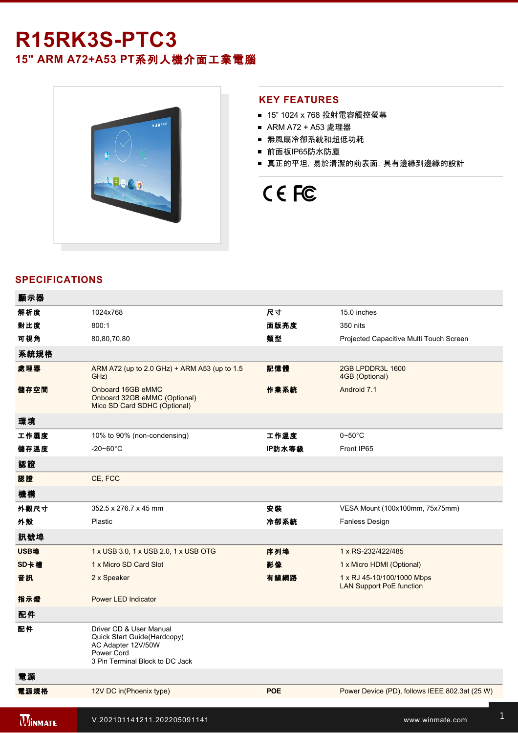# R15RK3S-PTC3

## 15" ARM A72+A53 PT系列人機介面工業電腦

## KEY FEATURES

- 15” 1024 x 768 投射電容觸控螢幕
- ARM A72 + A53 處理器
- 無風扇冷卻系統和超低功耗
- 前面板IP65防水防塵
- 真正的平坦，易於清潔的前表面，具有邊緣到邊緣的設計

## SPECIFICATIONS

| **顯示器** | | | |
|---|---|---|---|
| **解析度** | 1024x768 | **尺寸** | 15.0 inches |
| **對比度** | 800:1 | **面版亮度** | 350 nits |
| **可視角** | 80,80,70,80 | **類型** | Projected Capacitive Multi Touch Screen |
| **系統規格** | | | |
| **處理器** | ARM A72 (up to 2.0 GHz) + ARM A53 (up to 1.5 GHz) | **記憶體** | 2GB LPDDR3L 1600<br>4GB (Optional) |
| **儲存空間** | Onboard 16GB eMMC<br>Onboard 32GB eMMC (Optional)<br>Mico SD Card SDHC (Optional) | **作業系統** | Android 7.1 |
| **環境** | | | |
| **工作濕度** | 10% to 90% (non-condensing) | **工作溫度** | 0~50°C |
| **儲存溫度** | -20~60°C | **IP防水等級** | Front IP65 |
| **認證** | | | |
| **認證** | CE, FCC | | |
| **機構** | | | |
| **外觀尺寸** | 352.5 x 276.7 x 45 mm | **安裝** | VESA Mount (100x100mm, 75x75mm) |
| **外殼** | Plastic | **冷卻系統** | Fanless Design |
| **訊號埠** | | | |
| **USB埠** | 1 x USB 3.0, 1 x USB 2.0, 1 x USB OTG | **序列埠** | 1 x RS-232/422/485 |
| **SD卡槽** | 1 x Micro SD Card Slot | **影像** | 1 x Micro HDMI (Optional) |
| **音訊** | 2 x Speaker | **有線網路** | 1 x RJ 45-10/100/1000 Mbps<br>LAN Support PoE function |
| **指示燈** | Power LED Indicator | | |
| **配件** | | | |
| **配件** | Driver CD & User Manual<br>Quick Start Guide(Hardcopy)<br>AC Adapter 12V/50W<br>Power Cord<br>3 Pin Terminal Block to DC Jack | | |
| **電源** | | | |
| **電源規格** | 12V DC in(Phoenix type) | **POE** | Power Device (PD), follows IEEE 802.3at (25 W) |

V.202101141211.202205091141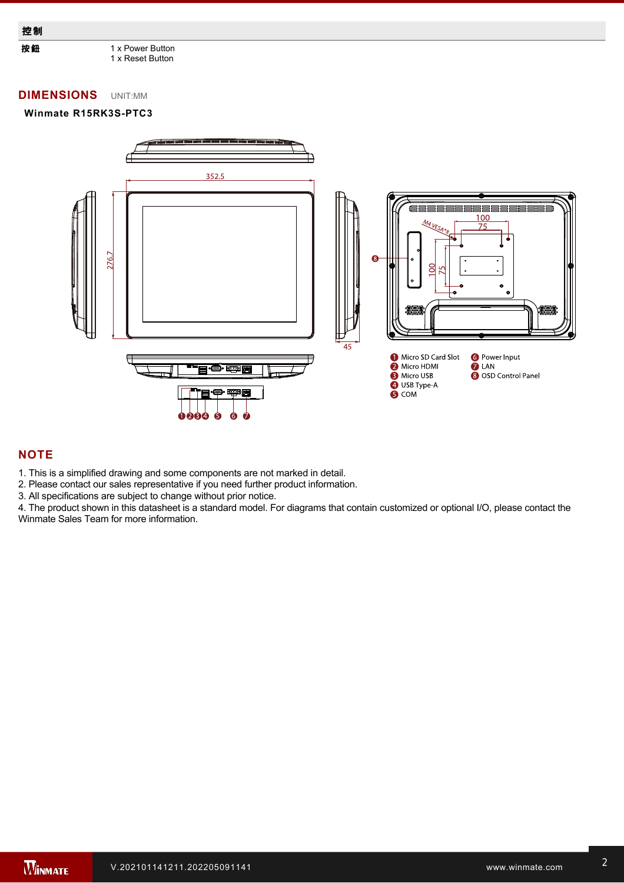## 控制

| | |
|---|---|
| **按鈕** | 1 x Power Button<br>1 x Reset Button |

## DIMENSIONS UNIT:MM

**Winmate R15RK3S-PTC3**

352.5

276.7

45

M4 VESA*8

100

75

100

75

1 Micro SD Card Slot
2 Micro HDMI
3 Micro USB
4 USB Type-A
5 COM
6 Power Input
7 LAN
8 OSD Control Panel

## NOTE

1. This is a simplified drawing and some components are not marked in detail.
2. Please contact our sales representative if you need further product information.
3. All specifications are subject to change without prior notice.
4. The product shown in this datasheet is a standard model. For diagrams that contain customized or optional I/O, please contact the Winmate Sales Team for more information.